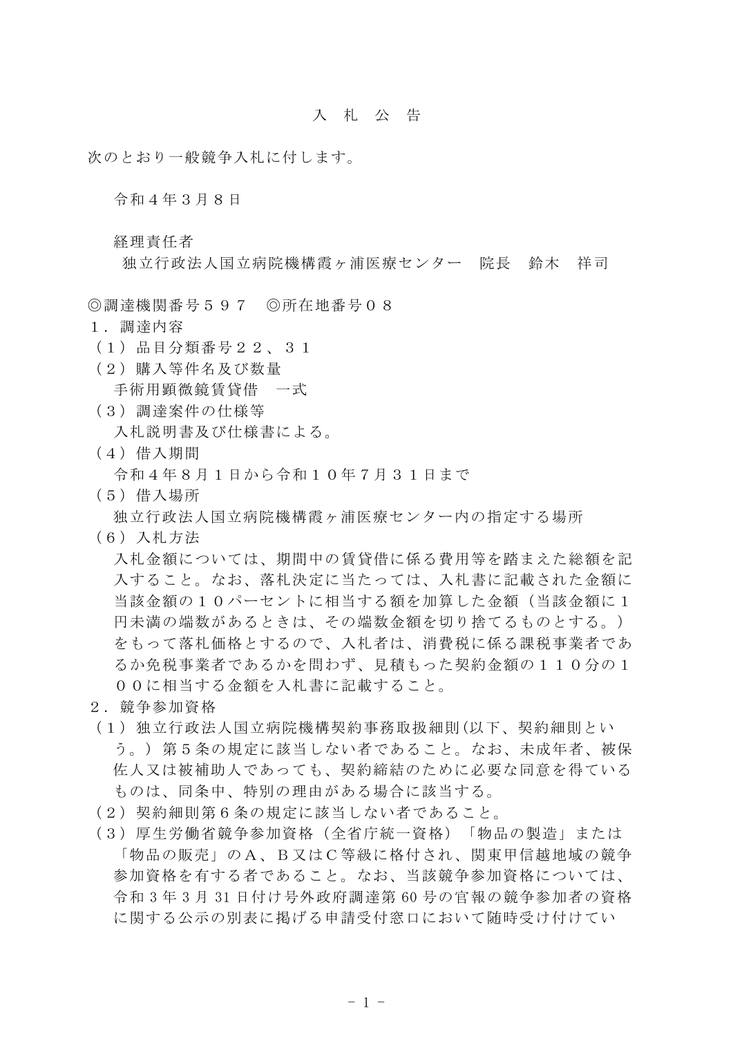# 入　札　公　告

次のとおり一般競争入札に付します。

令和４年３月８日

経理責任者
独立行政法人国立病院機構霞ヶ浦医療センター　院長　鈴木　祥司

◎調達機関番号５９７　◎所在地番号０８

１．調達内容

（１）品目分類番号２２、３１

（２）購入等件名及び数量
手術用顕微鏡賃貸借　一式

（３）調達案件の仕様等
入札説明書及び仕様書による。

（４）借入期間
令和４年８月１日から令和１０年７月３１日まで

（５）借入場所
独立行政法人国立病院機構霞ヶ浦医療センター内の指定する場所

（６）入札方法
入札金額については、期間中の賃貸借に係る費用等を踏まえた総額を記入すること。なお、落札決定に当たっては、入札書に記載された金額に当該金額の１０パーセントに相当する額を加算した金額（当該金額に１円未満の端数があるときは、その端数金額を切り捨てるものとする。）をもって落札価格とするので、入札者は、消費税に係る課税事業者であるか免税事業者であるかを問わず、見積もった契約金額の１１０分の１００に相当する金額を入札書に記載すること。

２．競争参加資格

（１）独立行政法人国立病院機構契約事務取扱細則(以下、契約細則という。）第５条の規定に該当しない者であること。なお、未成年者、被保佐人又は被補助人であっても、契約締結のために必要な同意を得ているものは、同条中、特別の理由がある場合に該当する。

（２）契約細則第６条の規定に該当しない者であること。

（３）厚生労働省競争参加資格（全省庁統一資格）「物品の製造」または「物品の販売」のＡ、Ｂ又はＣ等級に格付され、関東甲信越地域の競争参加資格を有する者であること。なお、当該競争参加資格については、令和３年３月 31 日付け号外政府調達第 60 号の官報の競争参加者の資格に関する公示の別表に掲げる申請受付窓口において随時受け付けてい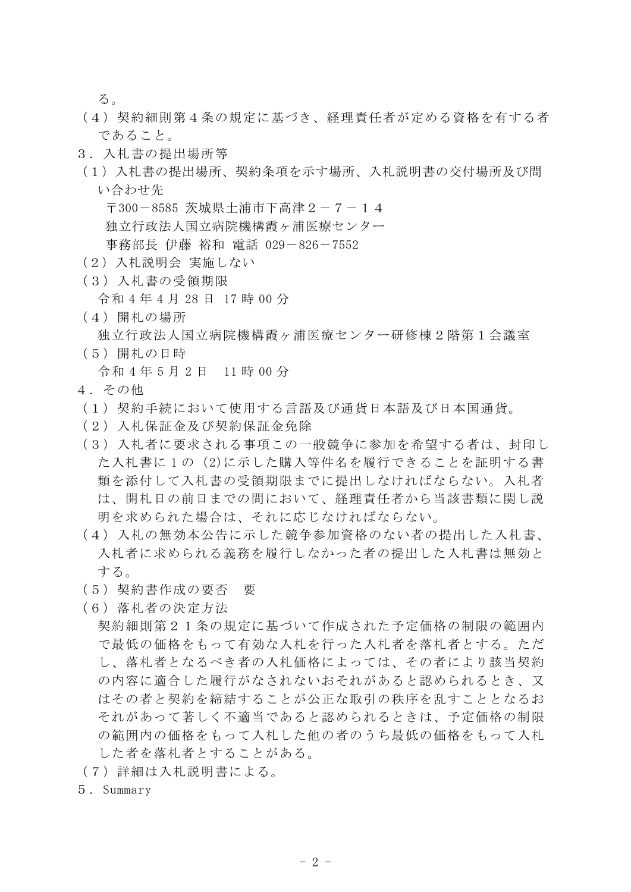る。

（４）契約細則第４条の規定に基づき、経理責任者が定める資格を有する者であること。

３．入札書の提出場所等

（１）入札書の提出場所、契約条項を示す場所、入札説明書の交付場所及び問い合わせ先

〒300－8585 茨城県土浦市下高津２－７－１４
独立行政法人国立病院機構霞ヶ浦医療センター
事務部長 伊藤 裕和 電話 029－826－7552

（２）入札説明会 実施しない

（３）入札書の受領期限

令和 4 年 4 月 28 日 17 時 00 分

（４）開札の場所

独立行政法人国立病院機構霞ヶ浦医療センター研修棟２階第１会議室

（５）開札の日時

令和 4 年 5 月 2 日　11 時 00 分

４．その他

（１）契約手続において使用する言語及び通貨日本語及び日本国通貨。

（２）入札保証金及び契約保証金免除

（３）入札者に要求される事項この一般競争に参加を希望する者は、封印した入札書に１の (2)に示した購入等件名を履行できることを証明する書類を添付して入札書の受領期限までに提出しなければならない。入札者は、開札日の前日までの間において、経理責任者から当該書類に関し説明を求められた場合は、それに応じなければならない。

（４）入札の無効本公告に示した競争参加資格のない者の提出した入札書、入札者に求められる義務を履行しなかった者の提出した入札書は無効とする。

（５）契約書作成の要否　要

（６）落札者の決定方法

契約細則第２１条の規定に基づいて作成された予定価格の制限の範囲内で最低の価格をもって有効な入札を行った入札者を落札者とする。ただし、落札者となるべき者の入札価格によっては、その者により該当契約の内容に適合した履行がなされないおそれがあると認められるとき、又はその者と契約を締結することが公正な取引の秩序を乱すこととなるおそれがあって著しく不適当であると認められるときは、予定価格の制限の範囲内の価格をもって入札した他の者のうち最低の価格をもって入札した者を落札者とすることがある。

（７）詳細は入札説明書による。

５．Summary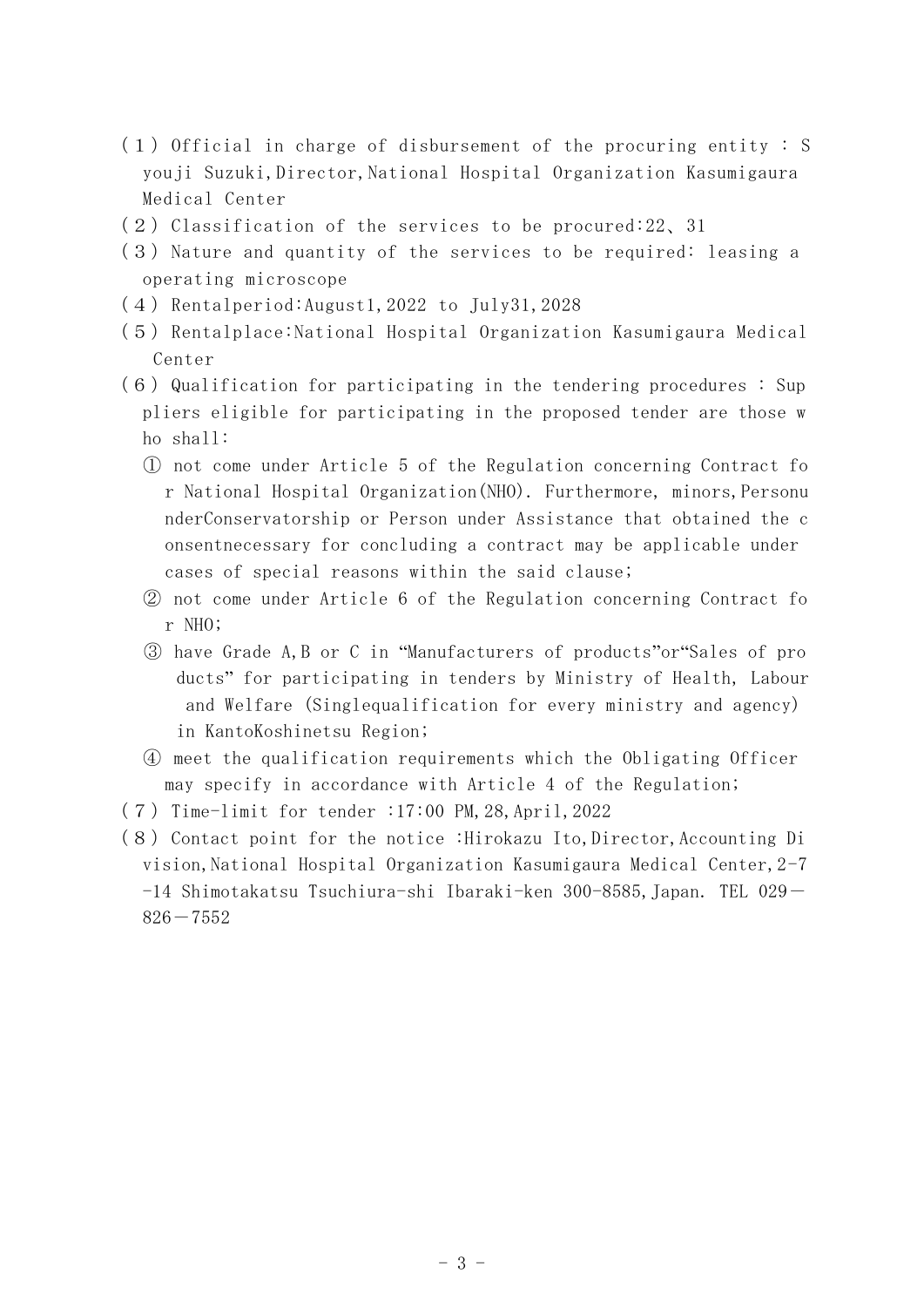(１) Official in charge of disbursement of the procuring entity : Syouji Suzuki,Director,National Hospital Organization Kasumigaura Medical Center

(２) Classification of the services to be procured:22、31

(３) Nature and quantity of the services to be required: leasing a operating microscope

(４) Rentalperiod:August1,2022 to July31,2028

(５) Rentalplace:National Hospital Organization Kasumigaura Medical Center

(６) Qualification for participating in the tendering procedures : Suppliers eligible for participating in the proposed tender are those who shall:

① not come under Article 5 of the Regulation concerning Contract for National Hospital Organization(NHO). Furthermore, minors,Personu nderConservatorship or Person under Assistance that obtained the consentnecessary for concluding a contract may be applicable under cases of special reasons within the said clause;

② not come under Article 6 of the Regulation concerning Contract for NHO;

③ have Grade A,B or C in “Manufacturers of products”or“Sales of products” for participating in tenders by Ministry of Health, Labour and Welfare (Singlequalification for every ministry and agency) in KantoKoshinetsu Region;

④ meet the qualification requirements which the Obligating Officer may specify in accordance with Article 4 of the Regulation;

(７) Time-limit for tender :17:00 PM,28,April,2022

(８) Contact point for the notice :Hirokazu Ito,Director,Accounting Division,National Hospital Organization Kasumigaura Medical Center,2-7-14 Shimotakatsu Tsuchiura-shi Ibaraki-ken 300-8585,Japan. TEL 029－826－7552